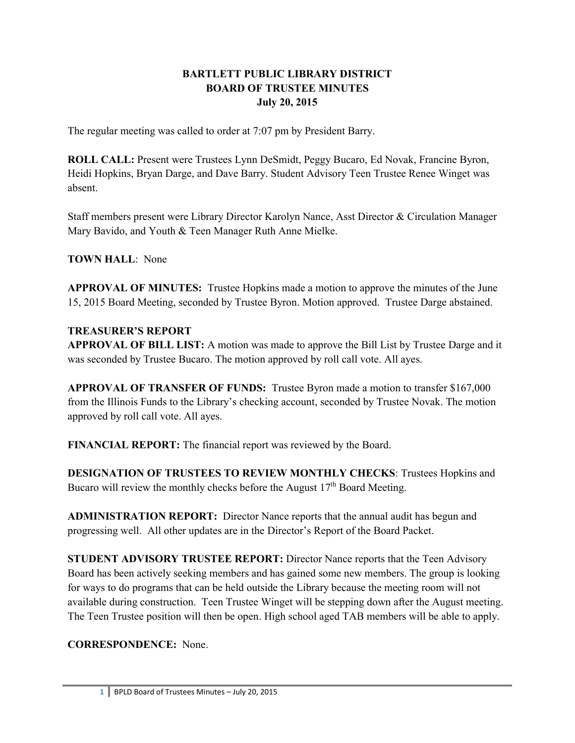**BARTLETT PUBLIC LIBRARY DISTRICT**
**BOARD OF TRUSTEE MINUTES**
**July 20, 2015**

The regular meeting was called to order at 7:07 pm by President Barry.

**ROLL CALL:** Present were Trustees Lynn DeSmidt, Peggy Bucaro, Ed Novak, Francine Byron, Heidi Hopkins, Bryan Darge, and Dave Barry. Student Advisory Teen Trustee Renee Winget was absent.

Staff members present were Library Director Karolyn Nance, Asst Director & Circulation Manager Mary Bavido, and Youth & Teen Manager Ruth Anne Mielke.

**TOWN HALL**: None

**APPROVAL OF MINUTES:** Trustee Hopkins made a motion to approve the minutes of the June 15, 2015 Board Meeting, seconded by Trustee Byron. Motion approved. Trustee Darge abstained.

**TREASURER'S REPORT**

**APPROVAL OF BILL LIST:** A motion was made to approve the Bill List by Trustee Darge and it was seconded by Trustee Bucaro. The motion approved by roll call vote. All ayes.

**APPROVAL OF TRANSFER OF FUNDS:** Trustee Byron made a motion to transfer $167,000 from the Illinois Funds to the Library's checking account, seconded by Trustee Novak. The motion approved by roll call vote. All ayes.

**FINANCIAL REPORT:** The financial report was reviewed by the Board.

**DESIGNATION OF TRUSTEES TO REVIEW MONTHLY CHECKS**: Trustees Hopkins and Bucaro will review the monthly checks before the August 17th Board Meeting.

**ADMINISTRATION REPORT:** Director Nance reports that the annual audit has begun and progressing well. All other updates are in the Director's Report of the Board Packet.

**STUDENT ADVISORY TRUSTEE REPORT:** Director Nance reports that the Teen Advisory Board has been actively seeking members and has gained some new members. The group is looking for ways to do programs that can be held outside the Library because the meeting room will not available during construction. Teen Trustee Winget will be stepping down after the August meeting. The Teen Trustee position will then be open. High school aged TAB members will be able to apply.

**CORRESPONDENCE:** None.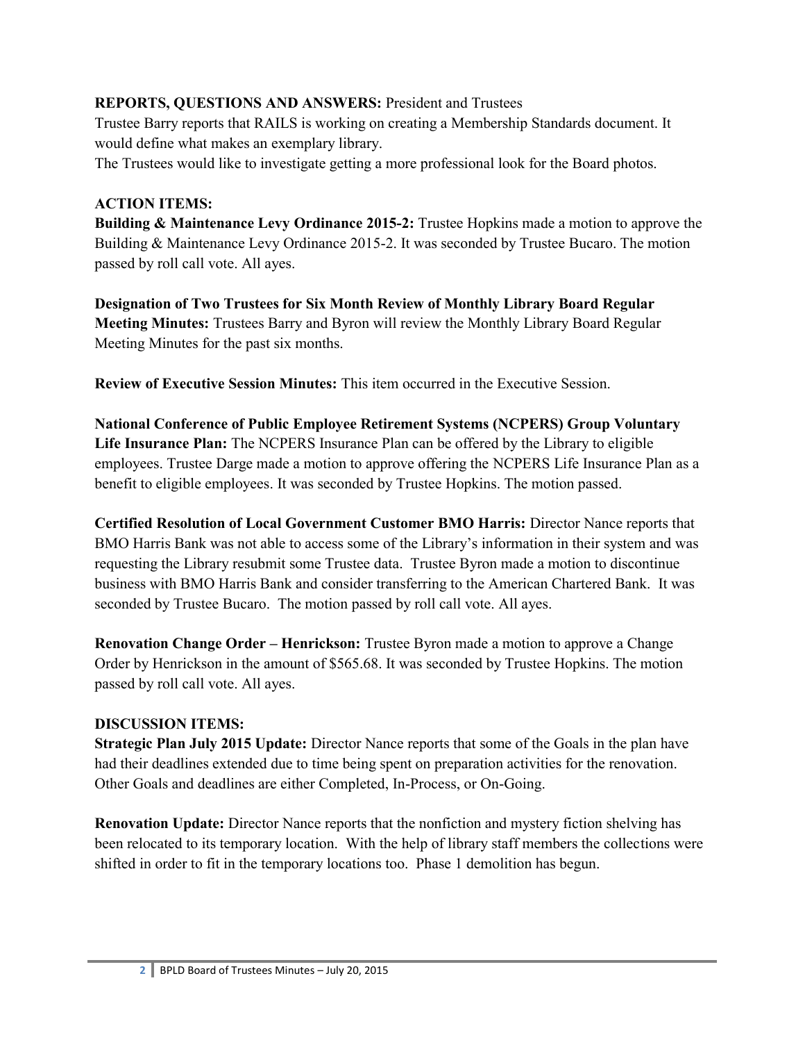**REPORTS, QUESTIONS AND ANSWERS:** President and Trustees
Trustee Barry reports that RAILS is working on creating a Membership Standards document. It would define what makes an exemplary library.
The Trustees would like to investigate getting a more professional look for the Board photos.

**ACTION ITEMS:**
**Building & Maintenance Levy Ordinance 2015-2:** Trustee Hopkins made a motion to approve the Building & Maintenance Levy Ordinance 2015-2. It was seconded by Trustee Bucaro. The motion passed by roll call vote. All ayes.

**Designation of Two Trustees for Six Month Review of Monthly Library Board Regular Meeting Minutes:** Trustees Barry and Byron will review the Monthly Library Board Regular Meeting Minutes for the past six months.

**Review of Executive Session Minutes:** This item occurred in the Executive Session.

**National Conference of Public Employee Retirement Systems (NCPERS) Group Voluntary Life Insurance Plan:** The NCPERS Insurance Plan can be offered by the Library to eligible employees. Trustee Darge made a motion to approve offering the NCPERS Life Insurance Plan as a benefit to eligible employees. It was seconded by Trustee Hopkins. The motion passed.

**Certified Resolution of Local Government Customer BMO Harris:** Director Nance reports that BMO Harris Bank was not able to access some of the Library's information in their system and was requesting the Library resubmit some Trustee data. Trustee Byron made a motion to discontinue business with BMO Harris Bank and consider transferring to the American Chartered Bank. It was seconded by Trustee Bucaro. The motion passed by roll call vote. All ayes.

**Renovation Change Order – Henrickson:** Trustee Byron made a motion to approve a Change Order by Henrickson in the amount of $565.68. It was seconded by Trustee Hopkins. The motion passed by roll call vote. All ayes.

**DISCUSSION ITEMS:**
**Strategic Plan July 2015 Update:** Director Nance reports that some of the Goals in the plan have had their deadlines extended due to time being spent on preparation activities for the renovation. Other Goals and deadlines are either Completed, In-Process, or On-Going.

**Renovation Update:** Director Nance reports that the nonfiction and mystery fiction shelving has been relocated to its temporary location. With the help of library staff members the collections were shifted in order to fit in the temporary locations too. Phase 1 demolition has begun.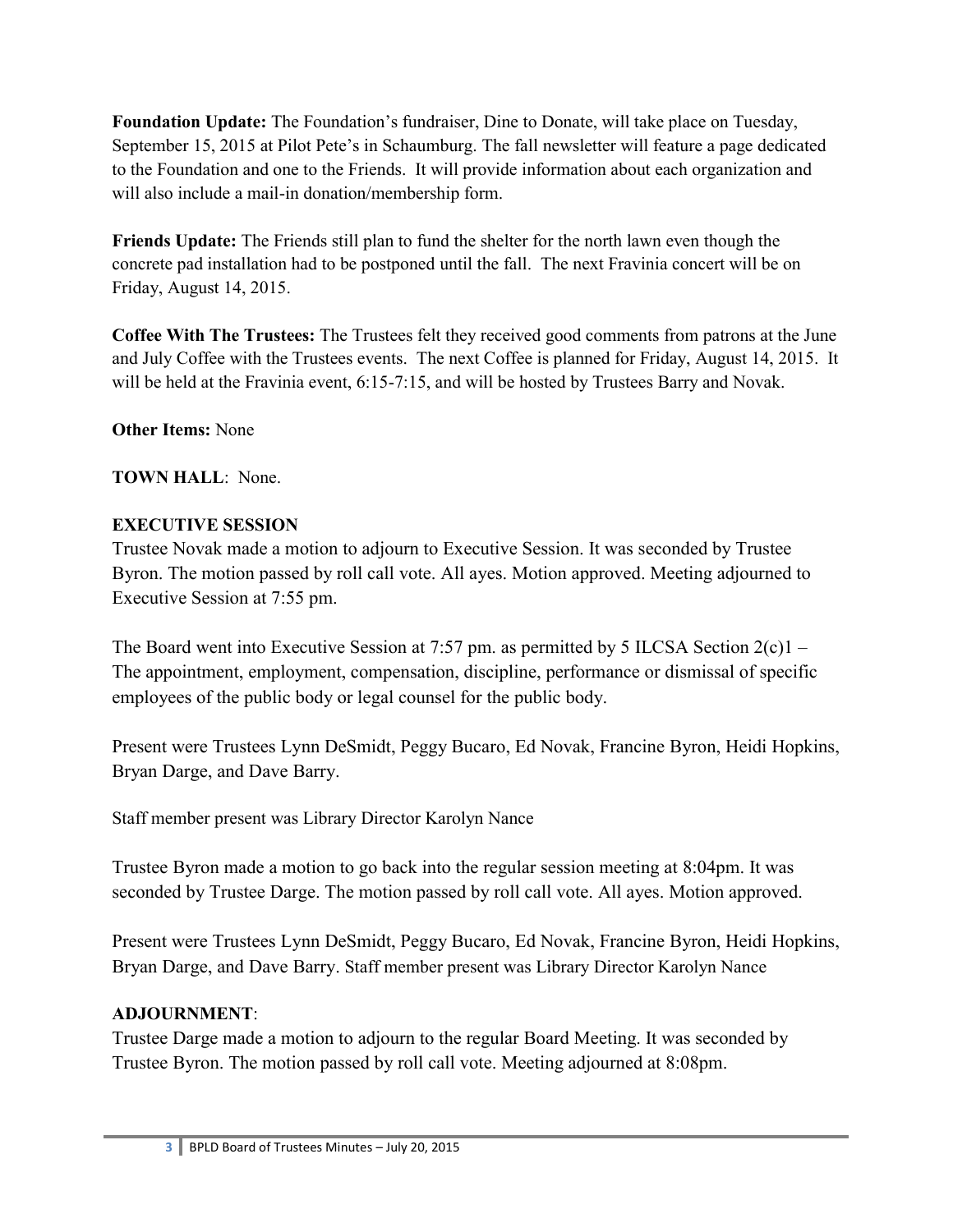**Foundation Update:** The Foundation's fundraiser, Dine to Donate, will take place on Tuesday, September 15, 2015 at Pilot Pete's in Schaumburg. The fall newsletter will feature a page dedicated to the Foundation and one to the Friends. It will provide information about each organization and will also include a mail-in donation/membership form.

**Friends Update:** The Friends still plan to fund the shelter for the north lawn even though the concrete pad installation had to be postponed until the fall. The next Fravinia concert will be on Friday, August 14, 2015.

**Coffee With The Trustees:** The Trustees felt they received good comments from patrons at the June and July Coffee with the Trustees events. The next Coffee is planned for Friday, August 14, 2015. It will be held at the Fravinia event, 6:15-7:15, and will be hosted by Trustees Barry and Novak.

**Other Items:** None

**TOWN HALL**: None.

**EXECUTIVE SESSION**

Trustee Novak made a motion to adjourn to Executive Session. It was seconded by Trustee Byron. The motion passed by roll call vote. All ayes. Motion approved. Meeting adjourned to Executive Session at 7:55 pm.

The Board went into Executive Session at 7:57 pm. as permitted by 5 ILCSA Section 2(c)1 – The appointment, employment, compensation, discipline, performance or dismissal of specific employees of the public body or legal counsel for the public body.

Present were Trustees Lynn DeSmidt, Peggy Bucaro, Ed Novak, Francine Byron, Heidi Hopkins, Bryan Darge, and Dave Barry.

Staff member present was Library Director Karolyn Nance

Trustee Byron made a motion to go back into the regular session meeting at 8:04pm. It was seconded by Trustee Darge. The motion passed by roll call vote. All ayes. Motion approved.

Present were Trustees Lynn DeSmidt, Peggy Bucaro, Ed Novak, Francine Byron, Heidi Hopkins, Bryan Darge, and Dave Barry. Staff member present was Library Director Karolyn Nance

**ADJOURNMENT**:

Trustee Darge made a motion to adjourn to the regular Board Meeting. It was seconded by Trustee Byron. The motion passed by roll call vote. Meeting adjourned at 8:08pm.